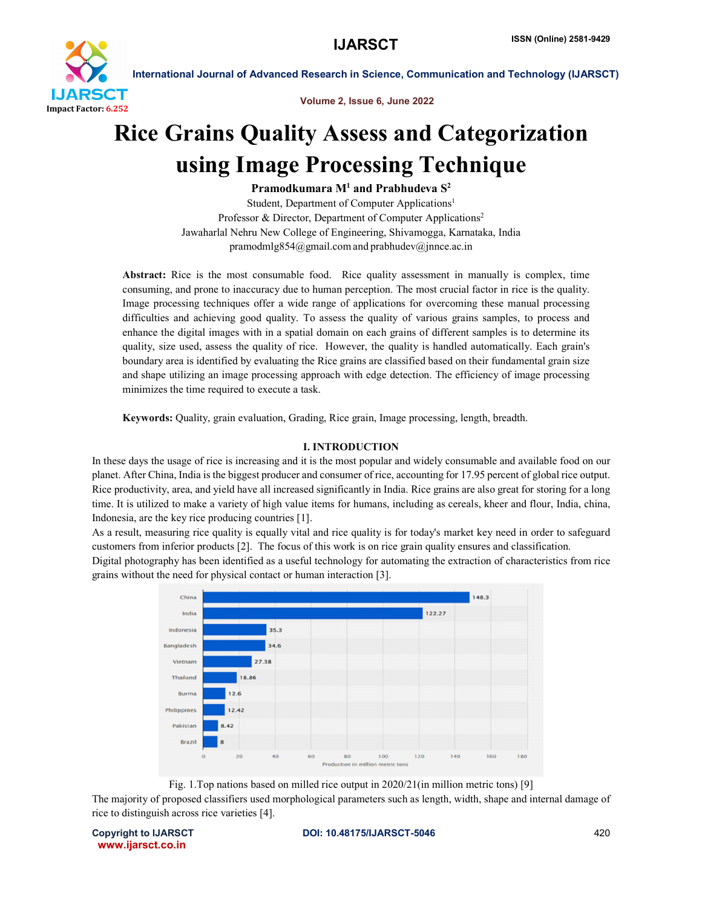# Rice Grains Quality Assess and Categorization using Image Processing Technique

**Pramodkumara M[1] and Prabhudeva S[2]**

Student, Department of Computer Applications[1]
Professor & Director, Department of Computer Applications[2]
Jawaharlal Nehru New College of Engineering, Shivamogga, Karnataka, India
pramodmlg854@gmail.com and prabhudev@jnnce.ac.in

**Abstract:** Rice is the most consumable food. Rice quality assessment in manually is complex, time consuming, and prone to inaccuracy due to human perception. The most crucial factor in rice is the quality. Image processing techniques offer a wide range of applications for overcoming these manual processing difficulties and achieving good quality. To assess the quality of various grains samples, to process and enhance the digital images with in a spatial domain on each grains of different samples is to determine its quality, size used, assess the quality of rice. However, the quality is handled automatically. Each grain's boundary area is identified by evaluating the Rice grains are classified based on their fundamental grain size and shape utilizing an image processing approach with edge detection. The efficiency of image processing minimizes the time required to execute a task.

**Keywords:** Quality, grain evaluation, Grading, Rice grain, Image processing, length, breadth.

## I. INTRODUCTION

In these days the usage of rice is increasing and it is the most popular and widely consumable and available food on our planet. After China, India is the biggest producer and consumer of rice, accounting for 17.95 percent of global rice output. Rice productivity, area, and yield have all increased significantly in India. Rice grains are also great for storing for a long time. It is utilized to make a variety of high value items for humans, including as cereals, kheer and flour, India, china, Indonesia, are the key rice producing countries [1].

As a result, measuring rice quality is equally vital and rice quality is for today's market key need in order to safeguard customers from inferior products [2]. The focus of this work is on rice grain quality ensures and classification.

Digital photography has been identified as a useful technology for automating the extraction of characteristics from rice grains without the need for physical contact or human interaction [3].

| Country | Production in million metric tons |
|---|---|
| China | 148.3 |
| India | 122.27 |
| Indonesia | 35.3 |
| Bangladesh | 34.6 |
| Vietnam | 27.38 |
| Thailand | 18.86 |
| Burma | 12.6 |
| Philippines | 12.42 |
| Pakistan | 8.42 |
| Brazil | 8 |

Fig. 1.Top nations based on milled rice output in 2020/21(in million metric tons) [9]

The majority of proposed classifiers used morphological parameters such as length, width, shape and internal damage of rice to distinguish across rice varieties [4].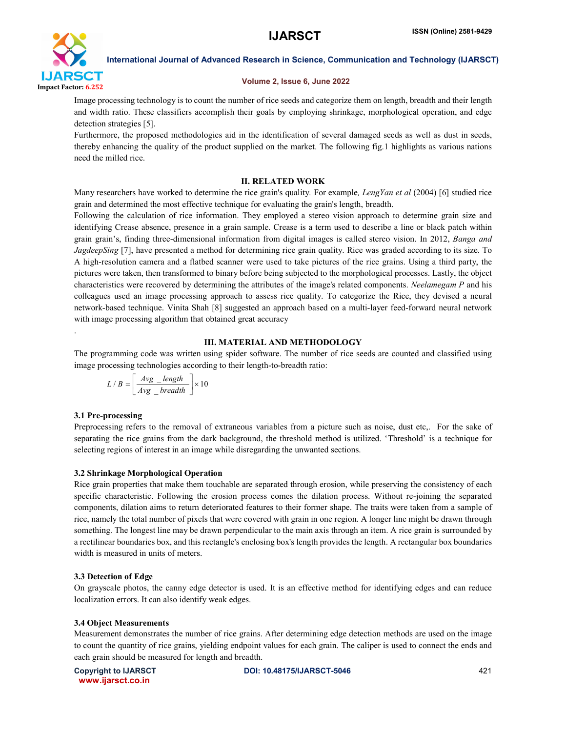Image processing technology is to count the number of rice seeds and categorize them on length, breadth and their length and width ratio. These classifiers accomplish their goals by employing shrinkage, morphological operation, and edge detection strategies [5].

Furthermore, the proposed methodologies aid in the identification of several damaged seeds as well as dust in seeds, thereby enhancing the quality of the product supplied on the market. The following fig.1 highlights as various nations need the milled rice.

## II. RELATED WORK

Many researchers have worked to determine the rice grain's quality. For example, *LengYan et al* (2004) [6] studied rice grain and determined the most effective technique for evaluating the grain's length, breadth.

Following the calculation of rice information. They employed a stereo vision approach to determine grain size and identifying Crease absence, presence in a grain sample. Crease is a term used to describe a line or black patch within grain grain's, finding three-dimensional information from digital images is called stereo vision. In 2012, *Banga and JagdeepSing* [7], have presented a method for determining rice grain quality. Rice was graded according to its size. To A high-resolution camera and a flatbed scanner were used to take pictures of the rice grains. Using a third party, the pictures were taken, then transformed to binary before being subjected to the morphological processes. Lastly, the object characteristics were recovered by determining the attributes of the image's related components. *Neelamegam P* and his colleagues used an image processing approach to assess rice quality. To categorize the Rice, they devised a neural network-based technique. Vinita Shah [8] suggested an approach based on a multi-layer feed-forward neural network with image processing algorithm that obtained great accuracy

.

## III. MATERIAL AND METHODOLOGY

The programming code was written using spider software. The number of rice seeds are counted and classified using image processing technologies according to their length-to-breadth ratio:

$$L/B = \left[\frac{Avg\_length}{Avg\_breadth}\right] \times 10$$

### 3.1 Pre-processing

Preprocessing refers to the removal of extraneous variables from a picture such as noise, dust etc,. For the sake of separating the rice grains from the dark background, the threshold method is utilized. 'Threshold' is a technique for selecting regions of interest in an image while disregarding the unwanted sections.

### 3.2 Shrinkage Morphological Operation

Rice grain properties that make them touchable are separated through erosion, while preserving the consistency of each specific characteristic. Following the erosion process comes the dilation process. Without re-joining the separated components, dilation aims to return deteriorated features to their former shape. The traits were taken from a sample of rice, namely the total number of pixels that were covered with grain in one region. A longer line might be drawn through something. The longest line may be drawn perpendicular to the main axis through an item. A rice grain is surrounded by a rectilinear boundaries box, and this rectangle's enclosing box's length provides the length. A rectangular box boundaries width is measured in units of meters.

### 3.3 Detection of Edge

On grayscale photos, the canny edge detector is used. It is an effective method for identifying edges and can reduce localization errors. It can also identify weak edges.

### 3.4 Object Measurements

Measurement demonstrates the number of rice grains. After determining edge detection methods are used on the image to count the quantity of rice grains, yielding endpoint values for each grain. The caliper is used to connect the ends and each grain should be measured for length and breadth.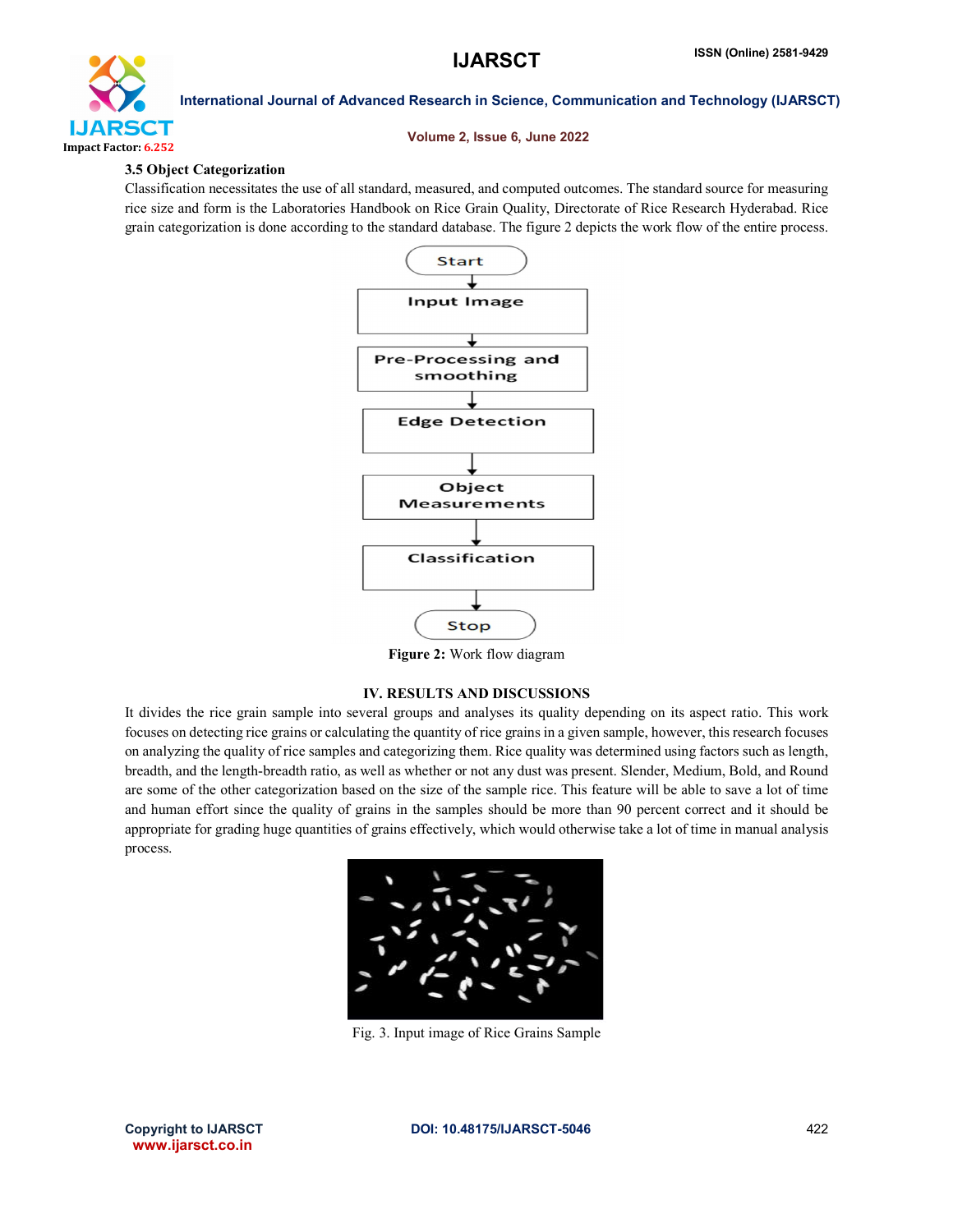### 3.5 Object Categorization

Classification necessitates the use of all standard, measured, and computed outcomes. The standard source for measuring rice size and form is the Laboratories Handbook on Rice Grain Quality, Directorate of Rice Research Hyderabad. Rice grain categorization is done according to the standard database. The figure 2 depicts the work flow of the entire process.

**Figure 2:** Work flow diagram

## IV. RESULTS AND DISCUSSIONS

It divides the rice grain sample into several groups and analyses its quality depending on its aspect ratio. This work focuses on detecting rice grains or calculating the quantity of rice grains in a given sample, however, this research focuses on analyzing the quality of rice samples and categorizing them. Rice quality was determined using factors such as length, breadth, and the length-breadth ratio, as well as whether or not any dust was present. Slender, Medium, Bold, and Round are some of the other categorization based on the size of the sample rice. This feature will be able to save a lot of time and human effort since the quality of grains in the samples should be more than 90 percent correct and it should be appropriate for grading huge quantities of grains effectively, which would otherwise take a lot of time in manual analysis process.

Fig. 3. Input image of Rice Grains Sample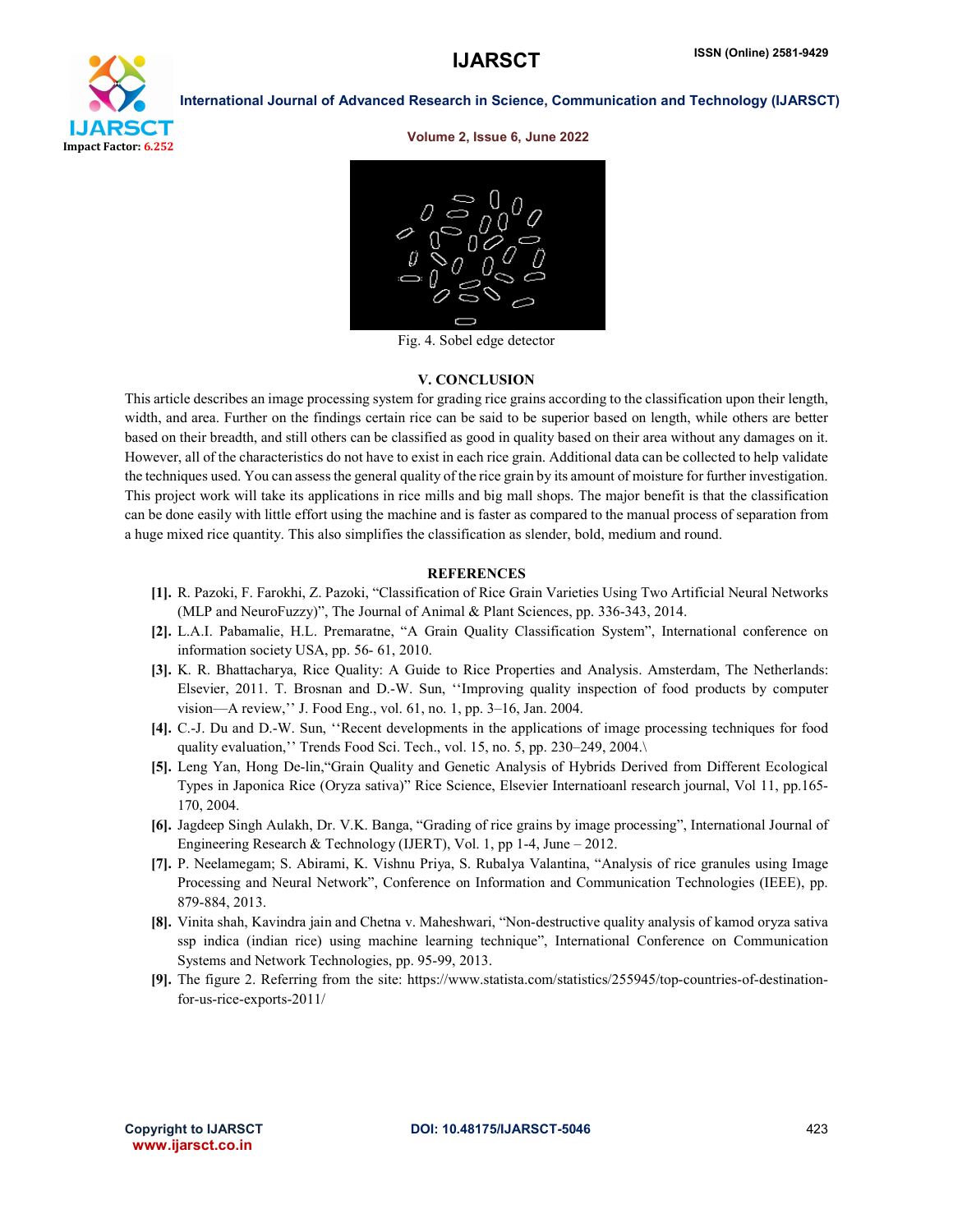Fig. 4. Sobel edge detector

## V. CONCLUSION

This article describes an image processing system for grading rice grains according to the classification upon their length, width, and area. Further on the findings certain rice can be said to be superior based on length, while others are better based on their breadth, and still others can be classified as good in quality based on their area without any damages on it. However, all of the characteristics do not have to exist in each rice grain. Additional data can be collected to help validate the techniques used. You can assess the general quality of the rice grain by its amount of moisture for further investigation. This project work will take its applications in rice mills and big mall shops. The major benefit is that the classification can be done easily with little effort using the machine and is faster as compared to the manual process of separation from a huge mixed rice quantity. This also simplifies the classification as slender, bold, medium and round.

## REFERENCES

- **[1].** R. Pazoki, F. Farokhi, Z. Pazoki, "Classification of Rice Grain Varieties Using Two Artificial Neural Networks (MLP and NeuroFuzzy)", The Journal of Animal & Plant Sciences, pp. 336-343, 2014.
- **[2].** L.A.I. Pabamalie, H.L. Premaratne, "A Grain Quality Classification System", International conference on information society USA, pp. 56- 61, 2010.
- **[3].** K. R. Bhattacharya, Rice Quality: A Guide to Rice Properties and Analysis. Amsterdam, The Netherlands: Elsevier, 2011. T. Brosnan and D.-W. Sun, ''Improving quality inspection of food products by computer vision—A review,'' J. Food Eng., vol. 61, no. 1, pp. 3–16, Jan. 2004.
- **[4].** C.-J. Du and D.-W. Sun, ''Recent developments in the applications of image processing techniques for food quality evaluation,'' Trends Food Sci. Tech., vol. 15, no. 5, pp. 230–249, 2004.\
- **[5].** Leng Yan, Hong De-lin,"Grain Quality and Genetic Analysis of Hybrids Derived from Different Ecological Types in Japonica Rice (Oryza sativa)" Rice Science, Elsevier Internatioanl research journal, Vol 11, pp.165-170, 2004.
- **[6].** Jagdeep Singh Aulakh, Dr. V.K. Banga, "Grading of rice grains by image processing", International Journal of Engineering Research & Technology (IJERT), Vol. 1, pp 1-4, June – 2012.
- **[7].** P. Neelamegam; S. Abirami, K. Vishnu Priya, S. Rubalya Valantina, "Analysis of rice granules using Image Processing and Neural Network", Conference on Information and Communication Technologies (IEEE), pp. 879-884, 2013.
- **[8].** Vinita shah, Kavindra jain and Chetna v. Maheshwari, "Non-destructive quality analysis of kamod oryza sativa ssp indica (indian rice) using machine learning technique", International Conference on Communication Systems and Network Technologies, pp. 95-99, 2013.
- **[9].** The figure 2. Referring from the site: https://www.statista.com/statistics/255945/top-countries-of-destination-for-us-rice-exports-2011/